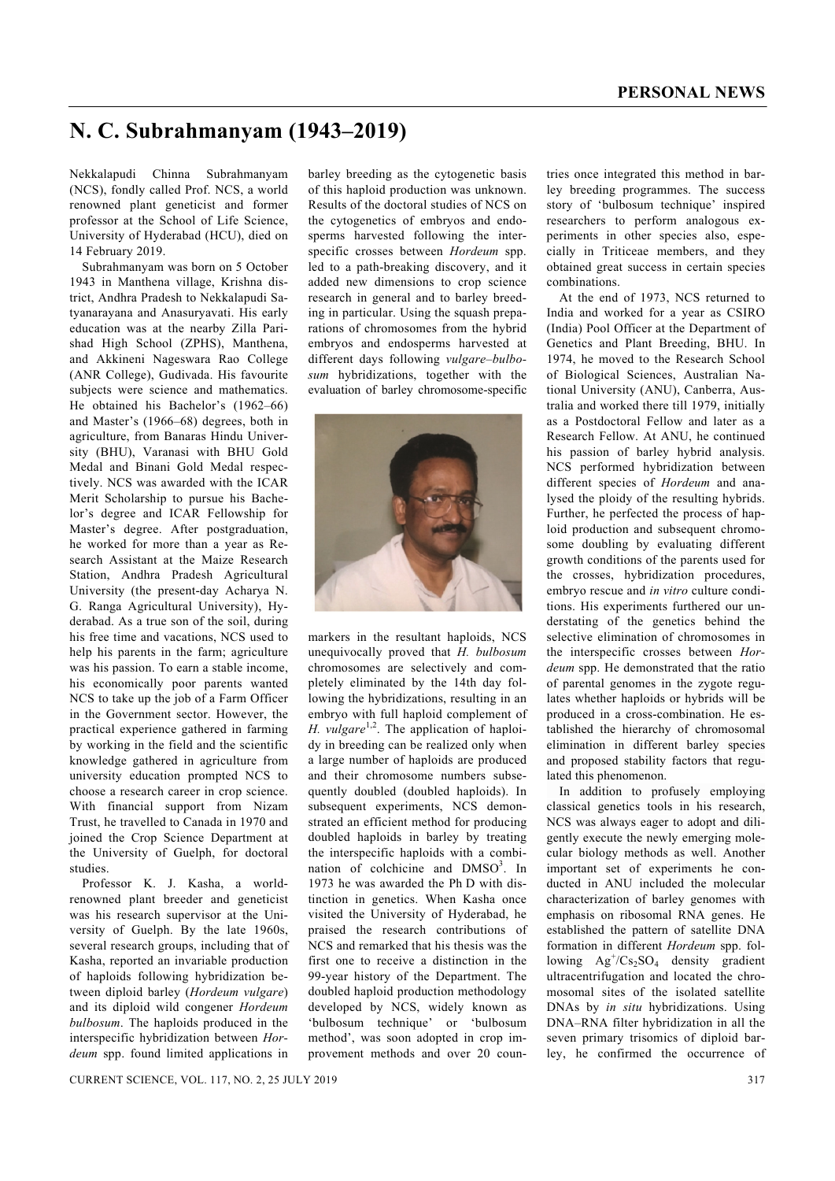# N. C. Subrahmanyam (1943–2019)

Nekkalapudi Chinna Subrahmanyam (NCS), fondly called Prof. NCS, a world renowned plant geneticist and former professor at the School of Life Science, University of Hyderabad (HCU), died on 14 February 2019.

Subrahmanyam was born on 5 October 1943 in Manthena village, Krishna district, Andhra Pradesh to Nekkalapudi Satyanarayana and Anasuryavati. His early education was at the nearby Zilla Parishad High School (ZPHS), Manthena, and Akkineni Nageswara Rao College (ANR College), Gudivada. His favourite subjects were science and mathematics. He obtained his Bachelor's (1962–66) and Master's (1966–68) degrees, both in agriculture, from Banaras Hindu University (BHU), Varanasi with BHU Gold Medal and Binani Gold Medal respectively. NCS was awarded with the ICAR Merit Scholarship to pursue his Bachelor's degree and ICAR Fellowship for Master's degree. After postgraduation, he worked for more than a year as Research Assistant at the Maize Research Station, Andhra Pradesh Agricultural University (the present-day Acharya N. G. Ranga Agricultural University), Hyderabad. As a true son of the soil, during his free time and vacations, NCS used to help his parents in the farm; agriculture was his passion. To earn a stable income, his economically poor parents wanted NCS to take up the job of a Farm Officer in the Government sector. However, the practical experience gathered in farming by working in the field and the scientific knowledge gathered in agriculture from university education prompted NCS to choose a research career in crop science. With financial support from Nizam Trust, he travelled to Canada in 1970 and joined the Crop Science Department at the University of Guelph, for doctoral studies.

Professor K. J. Kasha, a world-renowned plant breeder and geneticist was his research supervisor at the University of Guelph. By the late 1960s, several research groups, including that of Kasha, reported an invariable production of haploids following hybridization between diploid barley (*Hordeum vulgare*) and its diploid wild congener *Hordeum bulbosum*. The haploids produced in the interspecific hybridization between *Hordeum* spp. found limited applications in barley breeding as the cytogenetic basis of this haploid production was unknown. Results of the doctoral studies of NCS on the cytogenetics of embryos and endosperms harvested following the interspecific crosses between *Hordeum* spp. led to a path-breaking discovery, and it added new dimensions to crop science research in general and to barley breeding in particular. Using the squash preparations of chromosomes from the hybrid embryos and endosperms harvested at different days following *vulgare–bulbosum* hybridizations, together with the evaluation of barley chromosome-specific markers in the resultant haploids, NCS unequivocally proved that *H. bulbosum* chromosomes are selectively and completely eliminated by the 14th day following the hybridizations, resulting in an embryo with full haploid complement of *H. vulgare*[1,2]. The application of haploidy in breeding can be realized only when a large number of haploids are produced and their chromosome numbers subsequently doubled (doubled haploids). In subsequent experiments, NCS demonstrated an efficient method for producing doubled haploids in barley by treating the interspecific haploids with a combination of colchicine and DMSO[3]. In 1973 he was awarded the Ph D with distinction in genetics. When Kasha once visited the University of Hyderabad, he praised the research contributions of NCS and remarked that his thesis was the first one to receive a distinction in the 99-year history of the Department. The doubled haploid production methodology developed by NCS, widely known as 'bulbosum technique' or 'bulbosum method', was soon adopted in crop improvement methods and over 20 countries once integrated this method in barley breeding programmes. The success story of 'bulbosum technique' inspired researchers to perform analogous experiments in other species also, especially in Triticeae members, and they obtained great success in certain species combinations.

At the end of 1973, NCS returned to India and worked for a year as CSIRO (India) Pool Officer at the Department of Genetics and Plant Breeding, BHU. In 1974, he moved to the Research School of Biological Sciences, Australian National University (ANU), Canberra, Australia and worked there till 1979, initially as a Postdoctoral Fellow and later as a Research Fellow. At ANU, he continued his passion of barley hybrid analysis. NCS performed hybridization between different species of *Hordeum* and analysed the ploidy of the resulting hybrids. Further, he perfected the process of haploid production and subsequent chromosome doubling by evaluating different growth conditions of the parents used for the crosses, hybridization procedures, embryo rescue and *in vitro* culture conditions. His experiments furthered our understating of the genetics behind the selective elimination of chromosomes in the interspecific crosses between *Hordeum* spp. He demonstrated that the ratio of parental genomes in the zygote regulates whether haploids or hybrids will be produced in a cross-combination. He established the hierarchy of chromosomal elimination in different barley species and proposed stability factors that regulated this phenomenon.

In addition to profusely employing classical genetics tools in his research, NCS was always eager to adopt and diligently execute the newly emerging molecular biology methods as well. Another important set of experiments he conducted in ANU included the molecular characterization of barley genomes with emphasis on ribosomal RNA genes. He established the pattern of satellite DNA formation in different *Hordeum* spp. following $Ag^+/Cs_2SO_4$ density gradient ultracentrifugation and located the chromosomal sites of the isolated satellite DNAs by *in situ* hybridizations. Using DNA–RNA filter hybridization in all the seven primary trisomics of diploid barley, he confirmed the occurrence of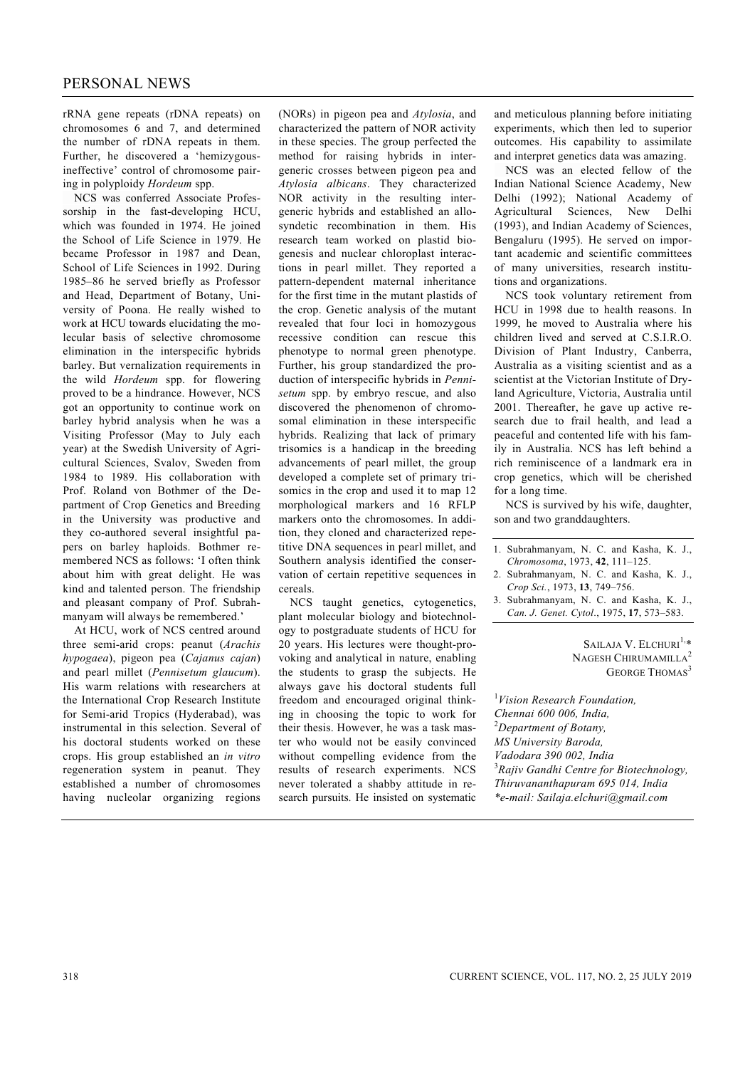rRNA gene repeats (rDNA repeats) on chromosomes 6 and 7, and determined the number of rDNA repeats in them. Further, he discovered a 'hemizygous-ineffective' control of chromosome pairing in polyploidy *Hordeum* spp.

NCS was conferred Associate Professorship in the fast-developing HCU, which was founded in 1974. He joined the School of Life Science in 1979. He became Professor in 1987 and Dean, School of Life Sciences in 1992. During 1985–86 he served briefly as Professor and Head, Department of Botany, University of Poona. He really wished to work at HCU towards elucidating the molecular basis of selective chromosome elimination in the interspecific hybrids barley. But vernalization requirements in the wild *Hordeum* spp. for flowering proved to be a hindrance. However, NCS got an opportunity to continue work on barley hybrid analysis when he was a Visiting Professor (May to July each year) at the Swedish University of Agricultural Sciences, Svalov, Sweden from 1984 to 1989. His collaboration with Prof. Roland von Bothmer of the Department of Crop Genetics and Breeding in the University was productive and they co-authored several insightful papers on barley haploids. Bothmer remembered NCS as follows: 'I often think about him with great delight. He was kind and talented person. The friendship and pleasant company of Prof. Subrahmanyam will always be remembered.'

At HCU, work of NCS centred around three semi-arid crops: peanut (*Arachis hypogaea*), pigeon pea (*Cajanus cajan*) and pearl millet (*Pennisetum glaucum*). His warm relations with researchers at the International Crop Research Institute for Semi-arid Tropics (Hyderabad), was instrumental in this selection. Several of his doctoral students worked on these crops. His group established an *in vitro* regeneration system in peanut. They established a number of chromosomes having nucleolar organizing regions (NORs) in pigeon pea and *Atylosia*, and characterized the pattern of NOR activity in these species. The group perfected the method for raising hybrids in intergeneric crosses between pigeon pea and *Atylosia albicans*. They characterized NOR activity in the resulting intergeneric hybrids and established an allosyndetic recombination in them. His research team worked on plastid biogenesis and nuclear chloroplast interactions in pearl millet. They reported a pattern-dependent maternal inheritance for the first time in the mutant plastids of the crop. Genetic analysis of the mutant revealed that four loci in homozygous recessive condition can rescue this phenotype to normal green phenotype. Further, his group standardized the production of interspecific hybrids in *Pennisetum* spp. by embryo rescue, and also discovered the phenomenon of chromosomal elimination in these interspecific hybrids. Realizing that lack of primary trisomics is a handicap in the breeding advancements of pearl millet, the group developed a complete set of primary trisomics in the crop and used it to map 12 morphological markers and 16 RFLP markers onto the chromosomes. In addition, they cloned and characterized repetitive DNA sequences in pearl millet, and Southern analysis identified the conservation of certain repetitive sequences in cereals.

NCS taught genetics, cytogenetics, plant molecular biology and biotechnology to postgraduate students of HCU for 20 years. His lectures were thought-provoking and analytical in nature, enabling the students to grasp the subjects. He always gave his doctoral students full freedom and encouraged original thinking in choosing the topic to work for their thesis. However, he was a task master who would not be easily convinced without compelling evidence from the results of research experiments. NCS never tolerated a shabby attitude in research pursuits. He insisted on systematic and meticulous planning before initiating experiments, which then led to superior outcomes. His capability to assimilate and interpret genetics data was amazing.

NCS was an elected fellow of the Indian National Science Academy, New Delhi (1992); National Academy of Agricultural Sciences, New Delhi (1993), and Indian Academy of Sciences, Bengaluru (1995). He served on important academic and scientific committees of many universities, research institutions and organizations.

NCS took voluntary retirement from HCU in 1998 due to health reasons. In 1999, he moved to Australia where his children lived and served at C.S.I.R.O. Division of Plant Industry, Canberra, Australia as a visiting scientist and as a scientist at the Victorian Institute of Dryland Agriculture, Victoria, Australia until 2001. Thereafter, he gave up active research due to frail health, and lead a peaceful and contented life with his family in Australia. NCS has left behind a rich reminiscence of a landmark era in crop genetics, which will be cherished for a long time.

NCS is survived by his wife, daughter, son and two granddaughters.

1. Subrahmanyam, N. C. and Kasha, K. J., *Chromosoma*, 1973, **42**, 111–125.
2. Subrahmanyam, N. C. and Kasha, K. J., *Crop Sci.*, 1973, **13**, 749–756.
3. Subrahmanyam, N. C. and Kasha, K. J., *Can. J. Genet. Cytol.*, 1975, **17**, 573–583.

SAILAJA V. ELCHURI[1,*]
NAGESH CHIRUMAMILLA[2]
GEORGE THOMAS[3]

[1]*Vision Research Foundation, Chennai 600 006, India,*
[2]*Department of Botany, MS University Baroda, Vadodara 390 002, India*
[3]*Rajiv Gandhi Centre for Biotechnology, Thiruvananthapuram 695 014, India*
*\*e-mail: Sailaja.elchuri@gmail.com*